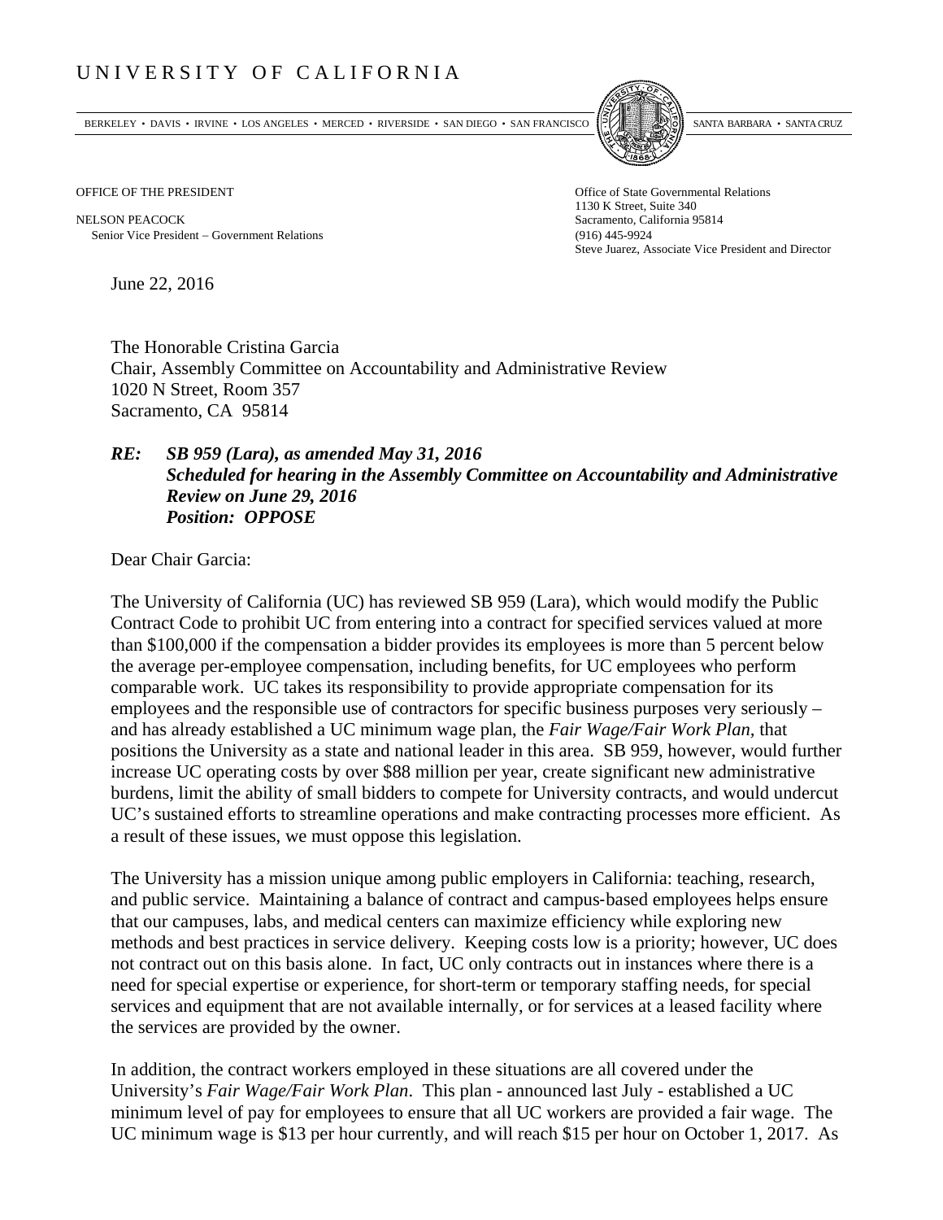# UNIVERSITY OF CALIFORNIA

BERKELEY • DAVIS • IRVINE • LOS ANGELES • MERCED • RIVERSIDE • SAN DIEGO • SAN FRANCISCO | SANTA BARBARA • SANTA CRUZ

OFFICE OF THE PRESIDENT

NELSON PEACOCK
Senior Vice President – Government Relations

Office of State Governmental Relations
1130 K Street, Suite 340
Sacramento, California 95814
(916) 445-9924
Steve Juarez, Associate Vice President and Director

June 22, 2016

The Honorable Cristina Garcia
Chair, Assembly Committee on Accountability and Administrative Review
1020 N Street, Room 357
Sacramento, CA 95814

***RE: SB 959 (Lara), as amended May 31, 2016***
***Scheduled for hearing in the Assembly Committee on Accountability and Administrative Review on June 29, 2016***
***Position: OPPOSE***

Dear Chair Garcia:

The University of California (UC) has reviewed SB 959 (Lara), which would modify the Public Contract Code to prohibit UC from entering into a contract for specified services valued at more than $100,000 if the compensation a bidder provides its employees is more than 5 percent below the average per-employee compensation, including benefits, for UC employees who perform comparable work. UC takes its responsibility to provide appropriate compensation for its employees and the responsible use of contractors for specific business purposes very seriously – and has already established a UC minimum wage plan, the *Fair Wage/Fair Work Plan*, that positions the University as a state and national leader in this area. SB 959, however, would further increase UC operating costs by over $88 million per year, create significant new administrative burdens, limit the ability of small bidders to compete for University contracts, and would undercut UC's sustained efforts to streamline operations and make contracting processes more efficient. As a result of these issues, we must oppose this legislation.

The University has a mission unique among public employers in California: teaching, research, and public service. Maintaining a balance of contract and campus-based employees helps ensure that our campuses, labs, and medical centers can maximize efficiency while exploring new methods and best practices in service delivery. Keeping costs low is a priority; however, UC does not contract out on this basis alone. In fact, UC only contracts out in instances where there is a need for special expertise or experience, for short-term or temporary staffing needs, for special services and equipment that are not available internally, or for services at a leased facility where the services are provided by the owner.

In addition, the contract workers employed in these situations are all covered under the University's *Fair Wage/Fair Work Plan*. This plan - announced last July - established a UC minimum level of pay for employees to ensure that all UC workers are provided a fair wage. The UC minimum wage is $13 per hour currently, and will reach $15 per hour on October 1, 2017. As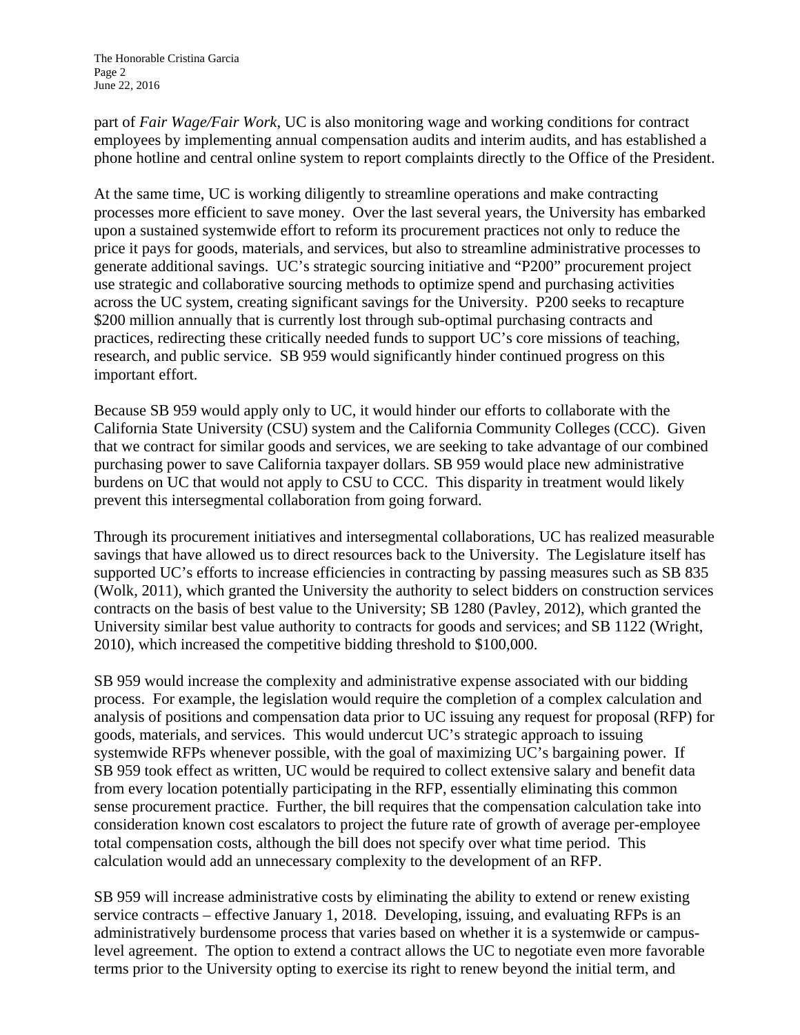part of *Fair Wage/Fair Work*, UC is also monitoring wage and working conditions for contract employees by implementing annual compensation audits and interim audits, and has established a phone hotline and central online system to report complaints directly to the Office of the President.

At the same time, UC is working diligently to streamline operations and make contracting processes more efficient to save money. Over the last several years, the University has embarked upon a sustained systemwide effort to reform its procurement practices not only to reduce the price it pays for goods, materials, and services, but also to streamline administrative processes to generate additional savings. UC's strategic sourcing initiative and "P200" procurement project use strategic and collaborative sourcing methods to optimize spend and purchasing activities across the UC system, creating significant savings for the University. P200 seeks to recapture $200 million annually that is currently lost through sub-optimal purchasing contracts and practices, redirecting these critically needed funds to support UC's core missions of teaching, research, and public service. SB 959 would significantly hinder continued progress on this important effort.

Because SB 959 would apply only to UC, it would hinder our efforts to collaborate with the California State University (CSU) system and the California Community Colleges (CCC). Given that we contract for similar goods and services, we are seeking to take advantage of our combined purchasing power to save California taxpayer dollars. SB 959 would place new administrative burdens on UC that would not apply to CSU to CCC. This disparity in treatment would likely prevent this intersegmental collaboration from going forward.

Through its procurement initiatives and intersegmental collaborations, UC has realized measurable savings that have allowed us to direct resources back to the University. The Legislature itself has supported UC's efforts to increase efficiencies in contracting by passing measures such as SB 835 (Wolk, 2011), which granted the University the authority to select bidders on construction services contracts on the basis of best value to the University; SB 1280 (Pavley, 2012), which granted the University similar best value authority to contracts for goods and services; and SB 1122 (Wright, 2010), which increased the competitive bidding threshold to $100,000.

SB 959 would increase the complexity and administrative expense associated with our bidding process. For example, the legislation would require the completion of a complex calculation and analysis of positions and compensation data prior to UC issuing any request for proposal (RFP) for goods, materials, and services. This would undercut UC's strategic approach to issuing systemwide RFPs whenever possible, with the goal of maximizing UC's bargaining power. If SB 959 took effect as written, UC would be required to collect extensive salary and benefit data from every location potentially participating in the RFP, essentially eliminating this common sense procurement practice. Further, the bill requires that the compensation calculation take into consideration known cost escalators to project the future rate of growth of average per-employee total compensation costs, although the bill does not specify over what time period. This calculation would add an unnecessary complexity to the development of an RFP.

SB 959 will increase administrative costs by eliminating the ability to extend or renew existing service contracts – effective January 1, 2018. Developing, issuing, and evaluating RFPs is an administratively burdensome process that varies based on whether it is a systemwide or campus-level agreement. The option to extend a contract allows the UC to negotiate even more favorable terms prior to the University opting to exercise its right to renew beyond the initial term, and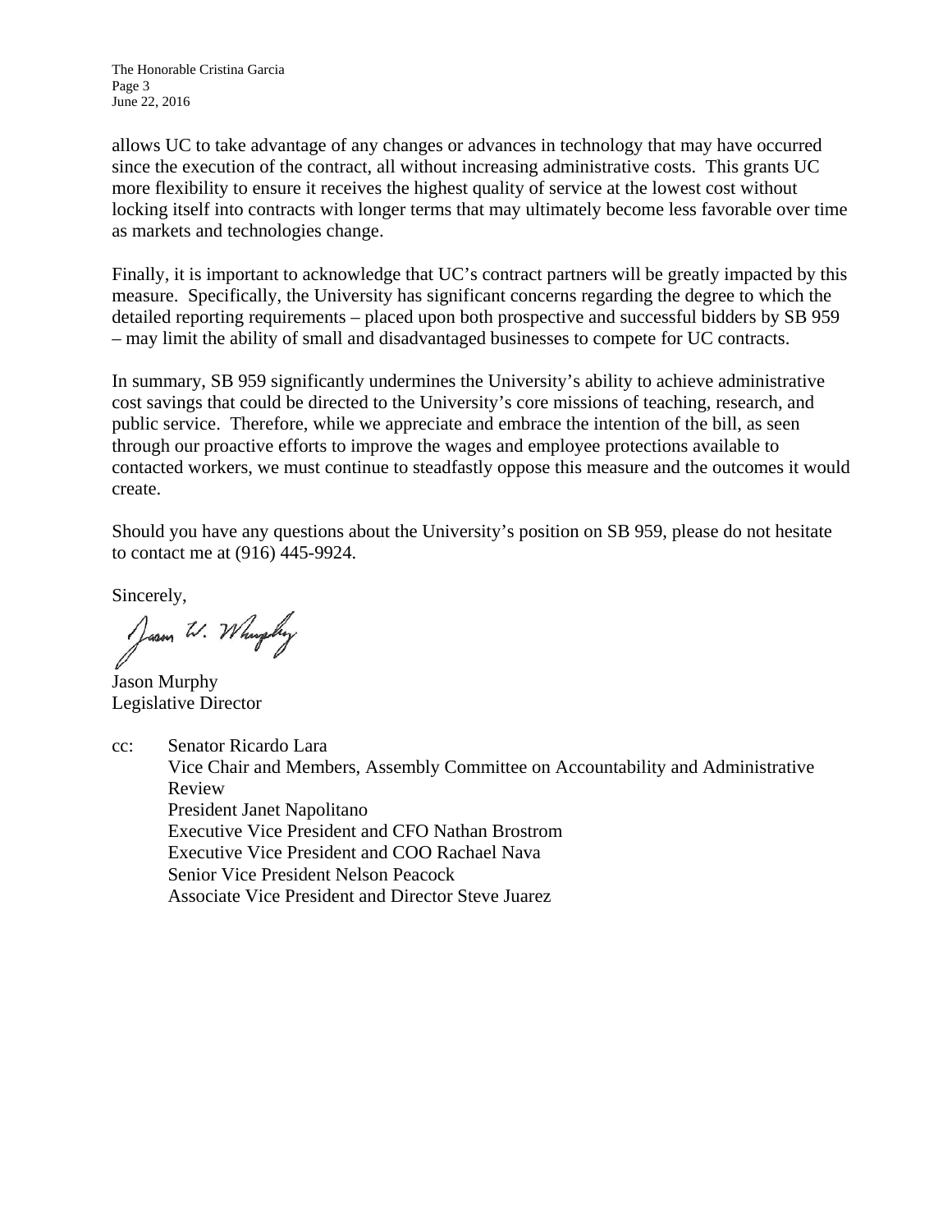allows UC to take advantage of any changes or advances in technology that may have occurred since the execution of the contract, all without increasing administrative costs. This grants UC more flexibility to ensure it receives the highest quality of service at the lowest cost without locking itself into contracts with longer terms that may ultimately become less favorable over time as markets and technologies change.

Finally, it is important to acknowledge that UC's contract partners will be greatly impacted by this measure. Specifically, the University has significant concerns regarding the degree to which the detailed reporting requirements – placed upon both prospective and successful bidders by SB 959 – may limit the ability of small and disadvantaged businesses to compete for UC contracts.

In summary, SB 959 significantly undermines the University's ability to achieve administrative cost savings that could be directed to the University's core missions of teaching, research, and public service. Therefore, while we appreciate and embrace the intention of the bill, as seen through our proactive efforts to improve the wages and employee protections available to contacted workers, we must continue to steadfastly oppose this measure and the outcomes it would create.

Should you have any questions about the University's position on SB 959, please do not hesitate to contact me at (916) 445-9924.

Sincerely,

Jason W. Murphy

Jason Murphy
Legislative Director

cc: Senator Ricardo Lara
Vice Chair and Members, Assembly Committee on Accountability and Administrative Review
President Janet Napolitano
Executive Vice President and CFO Nathan Brostrom
Executive Vice President and COO Rachael Nava
Senior Vice President Nelson Peacock
Associate Vice President and Director Steve Juarez